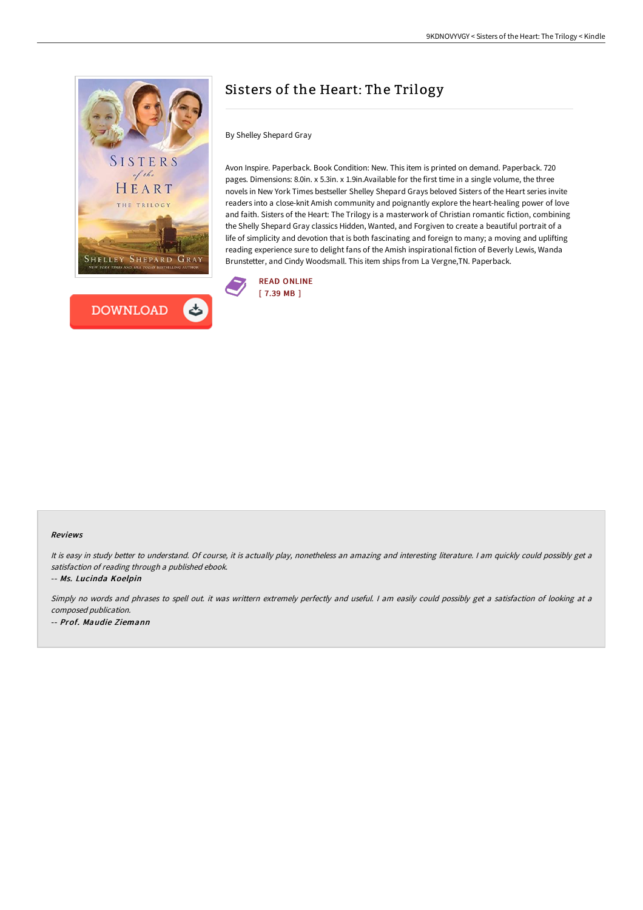# Sisters of the Heart: The Trilogy

By Shelley Shepard Gray

Avon Inspire. Paperback. Book Condition: New. This item is printed on demand. Paperback. 720 pages. Dimensions: 8.0in. x 5.3in. x 1.9in.Available for the first time in a single volume, the three novels in New York Times bestseller Shelley Shepard Grays beloved Sisters of the Heart series invite readers into a close-knit Amish community and poignantly explore the heart-healing power of love and faith. Sisters of the Heart: The Trilogy is a masterwork of Christian romantic fiction, combining the Shelly Shepard Gray classics Hidden, Wanted, and Forgiven to create a beautiful portrait of a life of simplicity and devotion that is both fascinating and foreign to many; a moving and uplifting reading experience sure to delight fans of the Amish inspirational fiction of Beverly Lewis, Wanda Brunstetter, and Cindy Woodsmall. This item ships from La Vergne,TN. Paperback.

DOWNLOAD

READ ONLINE
[ 7.39 MB ]

### Reviews

*It is easy in study better to understand. Of course, it is actually play, nonetheless an amazing and interesting literature. I am quickly could possibly get a satisfaction of reading through a published ebook.*

*-- Ms. Lucinda Koelpin*

*Simply no words and phrases to spell out. it was writtern extremely perfectly and useful. I am easily could possibly get a satisfaction of looking at a composed publication.*

*-- Prof. Maudie Ziemann*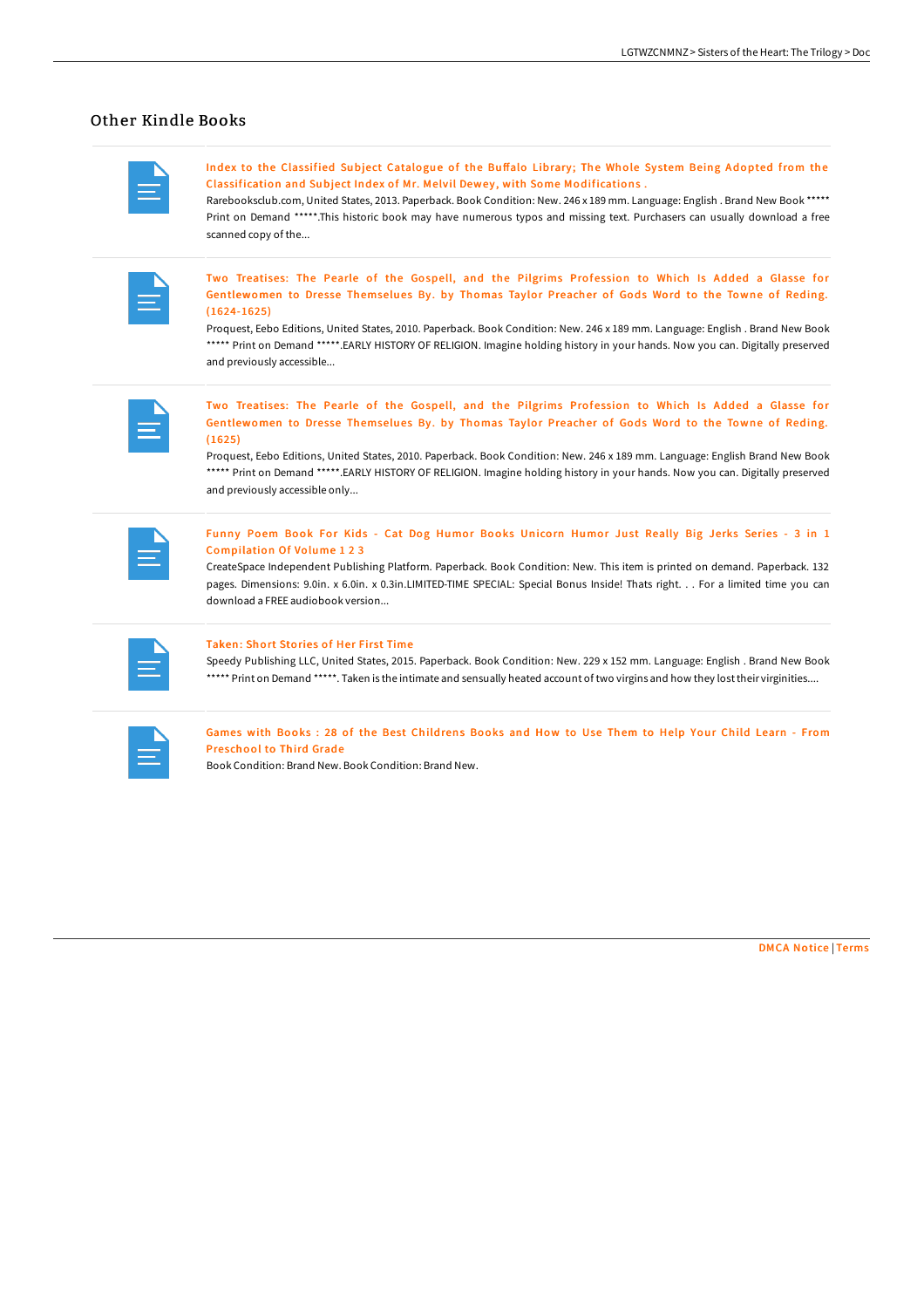## Other Kindle Books

**Index to the Classified Subject Catalogue of the Buffalo Library; The Whole System Being Adopted from the Classification and Subject Index of Mr. Melvil Dewey, with Some Modifications .**

Rarebooksclub.com, United States, 2013. Paperback. Book Condition: New. 246 x 189 mm. Language: English . Brand New Book ***** Print on Demand *****.This historic book may have numerous typos and missing text. Purchasers can usually download a free scanned copy of the...

**Two Treatises: The Pearle of the Gospell, and the Pilgrims Profession to Which Is Added a Glasse for Gentlewomen to Dresse Themselues By. by Thomas Taylor Preacher of Gods Word to the Towne of Reding. (1624-1625)**

Proquest, Eebo Editions, United States, 2010. Paperback. Book Condition: New. 246 x 189 mm. Language: English . Brand New Book ***** Print on Demand *****.EARLY HISTORY OF RELIGION. Imagine holding history in your hands. Now you can. Digitally preserved and previously accessible...

**Two Treatises: The Pearle of the Gospell, and the Pilgrims Profession to Which Is Added a Glasse for Gentlewomen to Dresse Themselues By. by Thomas Taylor Preacher of Gods Word to the Towne of Reding. (1625)**

Proquest, Eebo Editions, United States, 2010. Paperback. Book Condition: New. 246 x 189 mm. Language: English Brand New Book ***** Print on Demand *****.EARLY HISTORY OF RELIGION. Imagine holding history in your hands. Now you can. Digitally preserved and previously accessible only...

**Funny Poem Book For Kids - Cat Dog Humor Books Unicorn Humor Just Really Big Jerks Series - 3 in 1 Compilation Of Volume 1 2 3**

CreateSpace Independent Publishing Platform. Paperback. Book Condition: New. This item is printed on demand. Paperback. 132 pages. Dimensions: 9.0in. x 6.0in. x 0.3in.LIMITED-TIME SPECIAL: Special Bonus Inside! Thats right. . . For a limited time you can download a FREE audiobook version...

**Taken: Short Stories of Her First Time**

Speedy Publishing LLC, United States, 2015. Paperback. Book Condition: New. 229 x 152 mm. Language: English . Brand New Book ***** Print on Demand *****. Taken is the intimate and sensually heated account of two virgins and how they lost their virginities....

**Games with Books : 28 of the Best Childrens Books and How to Use Them to Help Your Child Learn - From Preschool to Third Grade**

Book Condition: Brand New. Book Condition: Brand New.